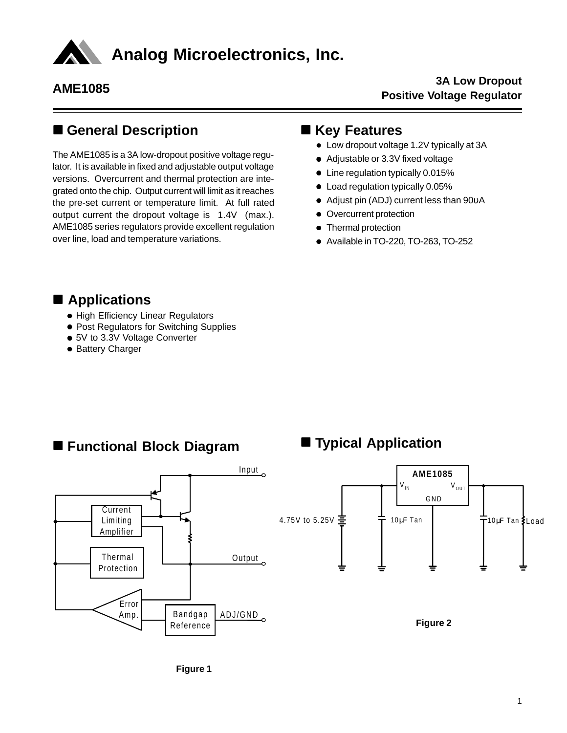# Analog Microelectronics, Inc.

**AME1085**

**3A Low Dropout Positive Voltage Regulator**

## General Description

The AME1085 is a 3A low-dropout positive voltage regulator. It is available in fixed and adjustable output voltage versions. Overcurrent and thermal protection are integrated onto the chip. Output current will limit as it reaches the pre-set current or temperature limit. At full rated output current the dropout voltage is 1.4V (max.). AME1085 series regulators provide excellent regulation over line, load and temperature variations.

## Key Features

- Low dropout voltage 1.2V typically at 3A
- Adjustable or 3.3V fixed voltage
- Line regulation typically 0.015%
- Load regulation typically 0.05%
- Adjust pin (ADJ) current less than 90υA
- Overcurrent protection
- Thermal protection
- Available in TO-220, TO-263, TO-252

## Applications

- High Efficiency Linear Regulators
- Post Regulators for Switching Supplies
- 5V to 3.3V Voltage Converter
- Battery Charger

## Functional Block Diagram

Input

Current Limiting Amplifier

Thermal Protection

Output

Error Amp.

Bandgap Reference

ADJ/GND

Figure 1

## Typical Application

AME1085

$V_{IN}$ $V_{OUT}$

GND

4.75V to 5.25V

10μF Tan

10μF Tan

Load

Figure 2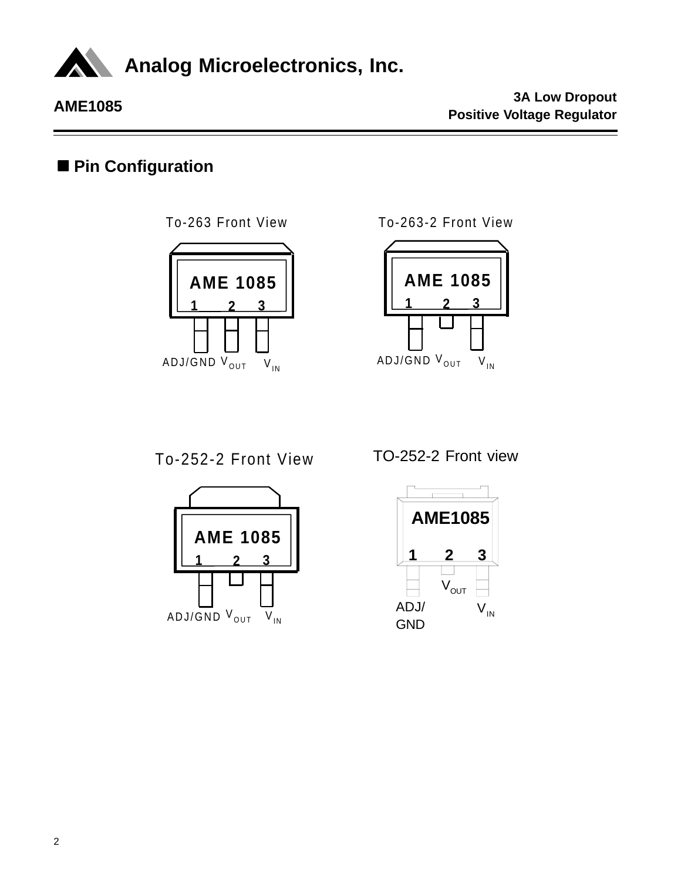## ■ Pin Configuration

To-263 Front View

AME 1085

1 2 3

ADJ/GND $V_{OUT}$ $V_{IN}$

To-263-2 Front View

AME 1085

1 2 3

ADJ/GND $V_{OUT}$ $V_{IN}$

To-252-2 Front View

AME 1085

1 2 3

ADJ/GND $V_{OUT}$ $V_{IN}$

TO-252-2 Front view

AME1085

1 2 3

$V_{OUT}$

ADJ/GND $V_{IN}$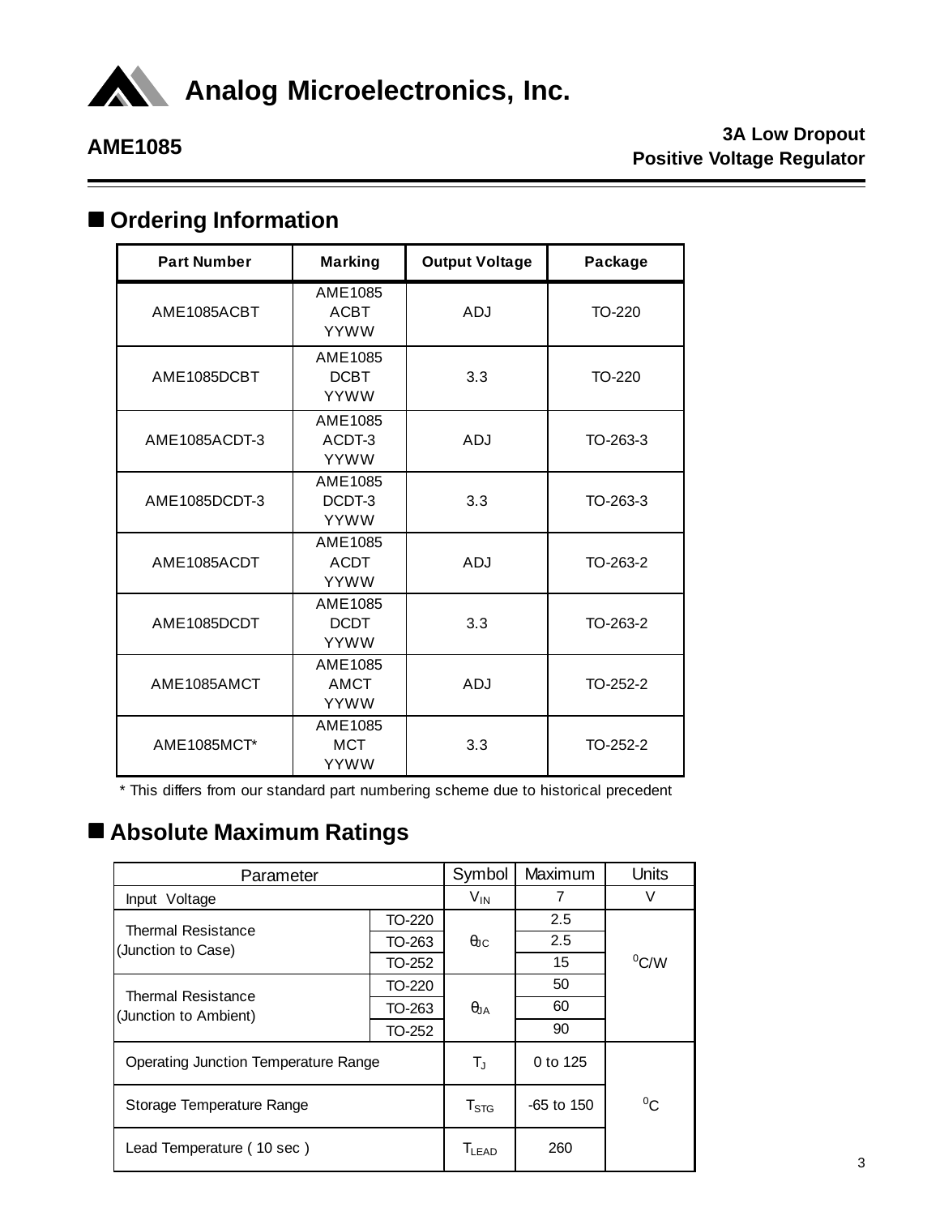## Ordering Information

| Part Number | Marking | Output Voltage | Package |
|---|---|---|---|
| AME1085ACBT | AME1085 ACBT YYWW | ADJ | TO-220 |
| AME1085DCBT | AME1085 DCBT YYWW | 3.3 | TO-220 |
| AME1085ACDT-3 | AME1085 ACDT-3 YYWW | ADJ | TO-263-3 |
| AME1085DCDT-3 | AME1085 DCDT-3 YYWW | 3.3 | TO-263-3 |
| AME1085ACDT | AME1085 ACDT YYWW | ADJ | TO-263-2 |
| AME1085DCDT | AME1085 DCDT YYWW | 3.3 | TO-263-2 |
| AME1085AMCT | AME1085 AMCT YYWW | ADJ | TO-252-2 |
| AME1085MCT* | AME1085 MCT YYWW | 3.3 | TO-252-2 |

* This differs from our standard part numbering scheme due to historical precedent

## Absolute Maximum Ratings

| Parameter | | Symbol | Maximum | Units |
|---|---|---|---|---|
| Input Voltage | | $V_{IN}$ | 7 | V |
| Thermal Resistance (Junction to Case) | TO-220 | $\theta_{JC}$ | 2.5 | $^0C/W$ |
| | TO-263 | | 2.5 | |
| | TO-252 | | 15 | |
| Thermal Resistance (Junction to Ambient) | TO-220 | $\theta_{JA}$ | 50 | |
| | TO-263 | | 60 | |
| | TO-252 | | 90 | |
| Operating Junction Temperature Range | | $T_J$ | 0 to 125 | $^0C$ |
| Storage Temperature Range | | $T_{STG}$ | -65 to 150 | |
| Lead Temperature ( 10 sec ) | | $T_{LEAD}$ | 260 | |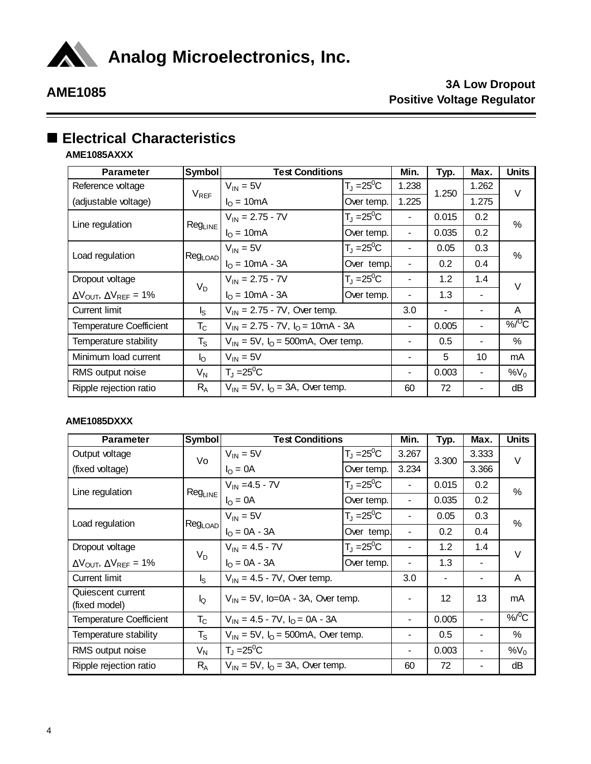## Electrical Characteristics

**AME1085AXXX**

| Parameter | Symbol | Test Conditions | | Min. | Typ. | Max. | Units |
|---|---|---|---|---|---|---|---|
| Reference voltage | $V_{REF}$ | $V_{IN}$ = 5V | $T_J$ =25$^0$C | 1.238 | 1.250 | 1.262 | V |
| (adjustable voltage) | | $I_O$ = 10mA | Over temp. | 1.225 | | 1.275 | |
| Line regulation | $Reg_{LINE}$ | $V_{IN}$ = 2.75 - 7V | $T_J$ =25$^0$C | - | 0.015 | 0.2 | % |
| | | $I_O$ = 10mA | Over temp. | - | 0.035 | 0.2 | |
| Load regulation | $Reg_{LOAD}$ | $V_{IN}$ = 5V | $T_J$ =25$^0$C | - | 0.05 | 0.3 | % |
| | | $I_O$ = 10mA - 3A | Over temp. | - | 0.2 | 0.4 | |
| Dropout voltage | $V_D$ | $V_{IN}$ = 2.75 - 7V | $T_J$ =25$^0$C | - | 1.2 | 1.4 | V |
| $\Delta V_{OUT}$, $\Delta V_{REF}$ = 1% | | $I_O$ = 10mA - 3A | Over temp. | - | 1.3 | - | |
| Current limit | $I_S$ | $V_{IN}$ = 2.75 - 7V, Over temp. | | 3.0 | - | - | A |
| Temperature Coefficient | $T_C$ | $V_{IN}$ = 2.75 - 7V, $I_O$ = 10mA - 3A | | - | 0.005 | - | %/$^O$C |
| Temperature stability | $T_S$ | $V_{IN}$ = 5V, $I_O$ = 500mA, Over temp. | | - | 0.5 | - | % |
| Minimum load current | $I_O$ | $V_{IN}$ = 5V | | - | 5 | 10 | mA |
| RMS output noise | $V_N$ | $T_J$ =25$^0$C | | - | 0.003 | - | %$V_0$ |
| Ripple rejection ratio | $R_A$ | $V_{IN}$ = 5V, $I_O$ = 3A, Over temp. | | 60 | 72 | - | dB |

**AME1085DXXX**

| Parameter | Symbol | Test Conditions | | Min. | Typ. | Max. | Units |
|---|---|---|---|---|---|---|---|
| Output voltage | Vo | $V_{IN}$ = 5V | $T_J$ =25$^0$C | 3.267 | 3.300 | 3.333 | V |
| (fixed voltage) | | $I_O$ = 0A | Over temp. | 3.234 | | 3.366 | |
| Line regulation | $Reg_{LINE}$ | $V_{IN}$ =4.5 - 7V | $T_J$ =25$^0$C | - | 0.015 | 0.2 | % |
| | | $I_O$ = 0A | Over temp. | - | 0.035 | 0.2 | |
| Load regulation | $Reg_{LOAD}$ | $V_{IN}$ = 5V | $T_J$ =25$^0$C | - | 0.05 | 0.3 | % |
| | | $I_O$ = 0A - 3A | Over temp. | - | 0.2 | 0.4 | |
| Dropout voltage | $V_D$ | $V_{IN}$ = 4.5 - 7V | $T_J$ =25$^0$C | - | 1.2 | 1.4 | V |
| $\Delta V_{OUT}$, $\Delta V_{REF}$ = 1% | | $I_O$ = 0A - 3A | Over temp. | - | 1.3 | - | |
| Current limit | $I_S$ | $V_{IN}$ = 4.5 - 7V, Over temp. | | 3.0 | - | - | A |
| Quiescent current (fixed model) | $I_Q$ | $V_{IN}$ = 5V, Io=0A - 3A, Over temp. | | - | 12 | 13 | mA |
| Temperature Coefficient | $T_C$ | $V_{IN}$ = 4.5 - 7V, $I_O$ = 0A - 3A | | - | 0.005 | - | %/$^0$C |
| Temperature stability | $T_S$ | $V_{IN}$ = 5V, $I_O$ = 500mA, Over temp. | | - | 0.5 | - | % |
| RMS output noise | $V_N$ | $T_J$ =25$^0$C | | - | 0.003 | - | %$V_0$ |
| Ripple rejection ratio | $R_A$ | $V_{IN}$ = 5V, $I_O$ = 3A, Over temp. | | 60 | 72 | - | dB |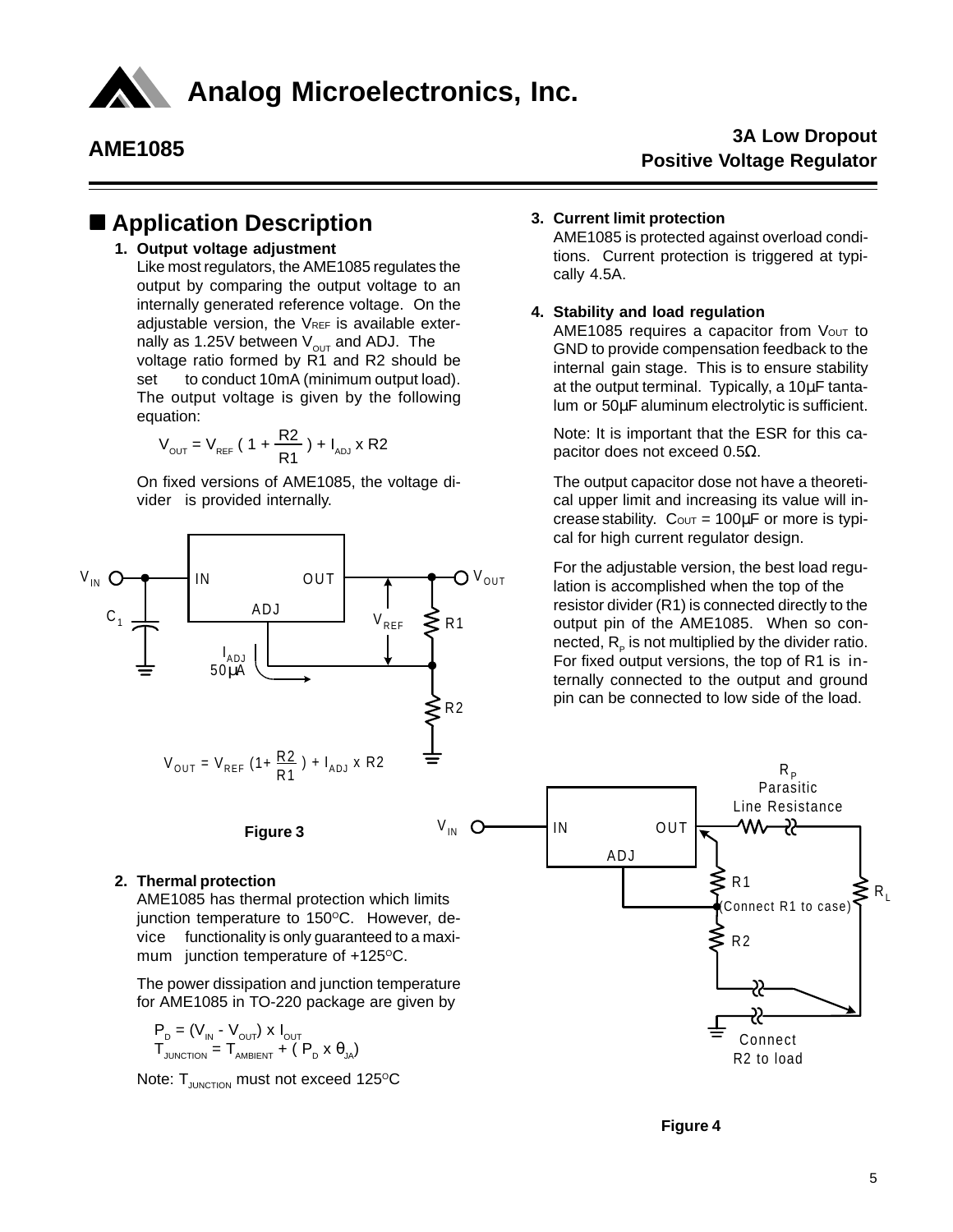## ■ Application Description

**1. Output voltage adjustment**

Like most regulators, the AME1085 regulates the output by comparing the output voltage to an internally generated reference voltage. On the adjustable version, the $V_{REF}$ is available externally as 1.25V between $V_{OUT}$ and ADJ. The voltage ratio formed by R1 and R2 should be set to conduct 10mA (minimum output load). The output voltage is given by the following equation:

$$V_{OUT} = V_{REF} \left( 1 + \frac{R2}{R1} \right) + I_{ADJ} \times R2$$

On fixed versions of AME1085, the voltage divider is provided internally.

$V_{IN}$
IN
OUT
$V_{OUT}$
ADJ
$C_1$
$V_{REF}$
R1
$I_{ADJ}$
50µA
R2

$$V_{OUT} = V_{REF} \left(1 + \frac{R2}{R1}\right) + I_{ADJ} \times R2$$

**Figure 3**

**2. Thermal protection**

AME1085 has thermal protection which limits junction temperature to 150°C. However, device functionality is only guaranteed to a maximum junction temperature of +125°C.

The power dissipation and junction temperature for AME1085 in TO-220 package are given by

$$P_D = (V_{IN} - V_{OUT}) \times I_{OUT}$$
$$T_{JUNCTION} = T_{AMBIENT} + (P_D \times \theta_{JA})$$

Note: $T_{JUNCTION}$ must not exceed 125°C

**3. Current limit protection**

AME1085 is protected against overload conditions. Current protection is triggered at typically 4.5A.

**4. Stability and load regulation**

AME1085 requires a capacitor from $V_{OUT}$ to GND to provide compensation feedback to the internal gain stage. This is to ensure stability at the output terminal. Typically, a 10µF tantalum or 50µF aluminum electrolytic is sufficient.

Note: It is important that the ESR for this capacitor does not exceed 0.5Ω.

The output capacitor dose not have a theoretical upper limit and increasing its value will increase stability. $C_{OUT}$ = 100µF or more is typical for high current regulator design.

For the adjustable version, the best load regulation is accomplished when the top of the resistor divider (R1) is connected directly to the output pin of the AME1085. When so connected, $R_P$ is not multiplied by the divider ratio. For fixed output versions, the top of R1 is internally connected to the output and ground pin can be connected to low side of the load.

$R_P$
Parasitic
Line Resistance
$V_{IN}$
IN
OUT
ADJ
R1
$R_L$
(Connect R1 to case)
R2
Connect
R2 to load

**Figure 4**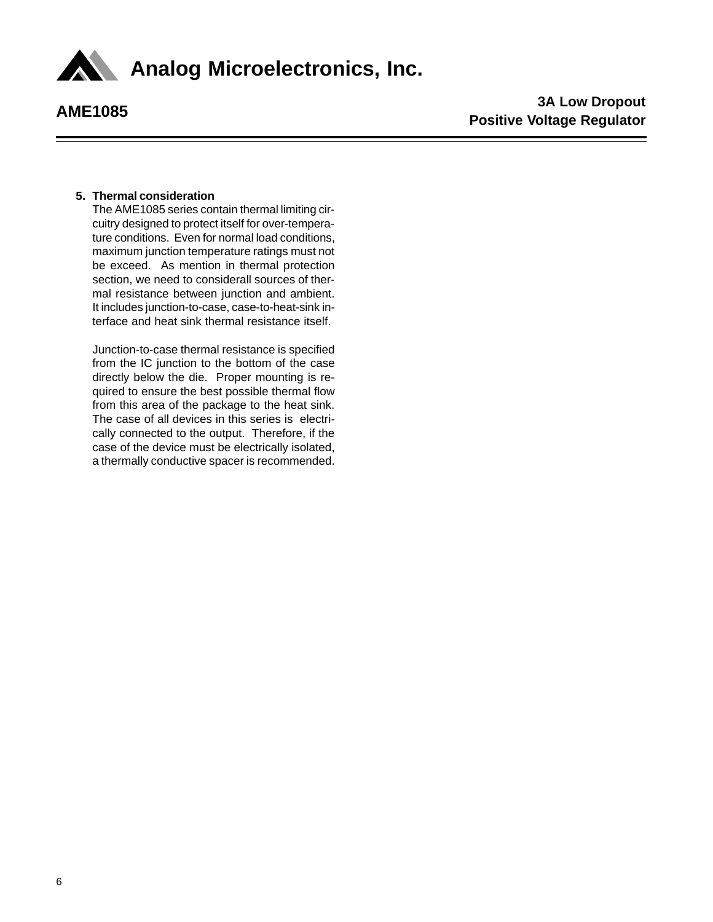**5. Thermal consideration**

The AME1085 series contain thermal limiting circuitry designed to protect itself for over-temperature conditions. Even for normal load conditions, maximum junction temperature ratings must not be exceed. As mention in thermal protection section, we need to considerall sources of thermal resistance between junction and ambient. It includes junction-to-case, case-to-heat-sink interface and heat sink thermal resistance itself.

Junction-to-case thermal resistance is specified from the IC junction to the bottom of the case directly below the die. Proper mounting is required to ensure the best possible thermal flow from this area of the package to the heat sink. The case of all devices in this series is electrically connected to the output. Therefore, if the case of the device must be electrically isolated, a thermally conductive spacer is recommended.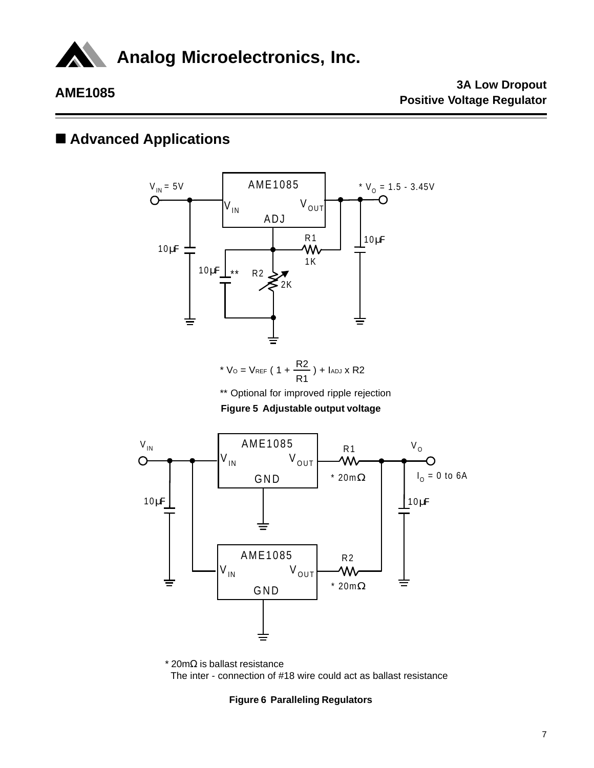## ■ Advanced Applications

AME1085

$V_{IN} = 5V$

$V_{IN}$

$V_{OUT}$

ADJ

* $V_O = 1.5 - 3.45V$

10μF

10μF

R1

1K

10μF

**

R2

2K

$$* V_O = V_{REF}\left(1 + \frac{R2}{R1}\right) + I_{ADJ} \times R2$$

** Optional for improved ripple rejection

**Figure 5 Adjustable output voltage**

AME1085

$V_{IN}$

$V_{IN}$

$V_{OUT}$

GND

R1

* 20mΩ

$V_O$

$I_O$ = 0 to 6A

10μF

10μF

AME1085

$V_{IN}$

$V_{OUT}$

GND

R2

* 20mΩ

* 20mΩ is ballast resistance
The inter - connection of #18 wire could act as ballast resistance

**Figure 6 Paralleling Regulators**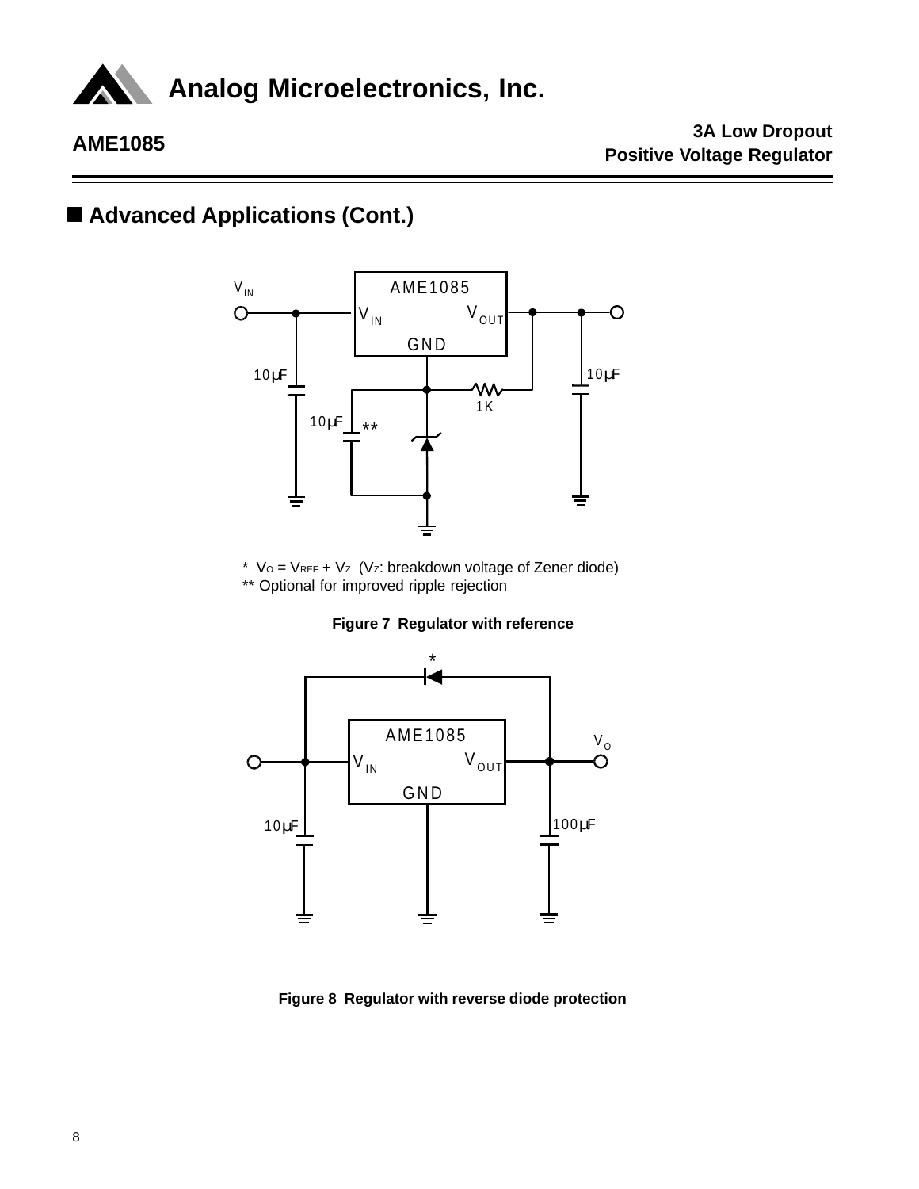## ■ Advanced Applications (Cont.)

V IN

AME1085

V IN

V OUT

GND

10μF

10μF

1K

10μF

**

* $V_O = V_{REF} + V_Z$ ($V_Z$: breakdown voltage of Zener diode)

** Optional for improved ripple rejection

**Figure 7 Regulator with reference**

*

AME1085

V IN

V OUT

GND

V O

10μF

100μF

**Figure 8 Regulator with reverse diode protection**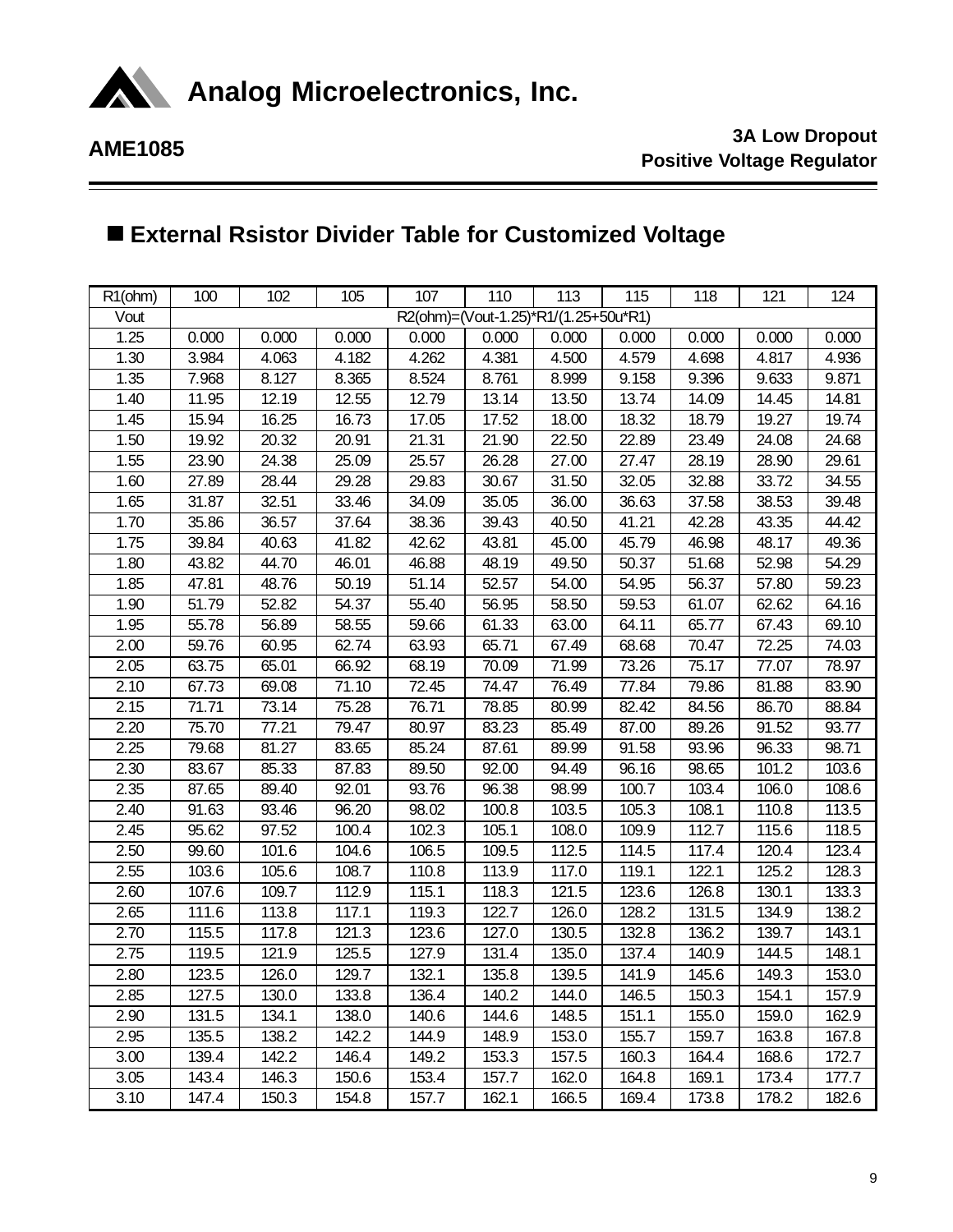## ■ External Rsistor Divider Table for Customized Voltage

| R1(ohm) | 100 | 102 | 105 | 107 | 110 | 113 | 115 | 118 | 121 | 124 |
|---|---|---|---|---|---|---|---|---|---|---|
| Vout | R2(ohm)=(Vout-1.25)*R1/(1.25+50u*R1) | | | | | | | | | |
| 1.25 | 0.000 | 0.000 | 0.000 | 0.000 | 0.000 | 0.000 | 0.000 | 0.000 | 0.000 | 0.000 |
| 1.30 | 3.984 | 4.063 | 4.182 | 4.262 | 4.381 | 4.500 | 4.579 | 4.698 | 4.817 | 4.936 |
| 1.35 | 7.968 | 8.127 | 8.365 | 8.524 | 8.761 | 8.999 | 9.158 | 9.396 | 9.633 | 9.871 |
| 1.40 | 11.95 | 12.19 | 12.55 | 12.79 | 13.14 | 13.50 | 13.74 | 14.09 | 14.45 | 14.81 |
| 1.45 | 15.94 | 16.25 | 16.73 | 17.05 | 17.52 | 18.00 | 18.32 | 18.79 | 19.27 | 19.74 |
| 1.50 | 19.92 | 20.32 | 20.91 | 21.31 | 21.90 | 22.50 | 22.89 | 23.49 | 24.08 | 24.68 |
| 1.55 | 23.90 | 24.38 | 25.09 | 25.57 | 26.28 | 27.00 | 27.47 | 28.19 | 28.90 | 29.61 |
| 1.60 | 27.89 | 28.44 | 29.28 | 29.83 | 30.67 | 31.50 | 32.05 | 32.88 | 33.72 | 34.55 |
| 1.65 | 31.87 | 32.51 | 33.46 | 34.09 | 35.05 | 36.00 | 36.63 | 37.58 | 38.53 | 39.48 |
| 1.70 | 35.86 | 36.57 | 37.64 | 38.36 | 39.43 | 40.50 | 41.21 | 42.28 | 43.35 | 44.42 |
| 1.75 | 39.84 | 40.63 | 41.82 | 42.62 | 43.81 | 45.00 | 45.79 | 46.98 | 48.17 | 49.36 |
| 1.80 | 43.82 | 44.70 | 46.01 | 46.88 | 48.19 | 49.50 | 50.37 | 51.68 | 52.98 | 54.29 |
| 1.85 | 47.81 | 48.76 | 50.19 | 51.14 | 52.57 | 54.00 | 54.95 | 56.37 | 57.80 | 59.23 |
| 1.90 | 51.79 | 52.82 | 54.37 | 55.40 | 56.95 | 58.50 | 59.53 | 61.07 | 62.62 | 64.16 |
| 1.95 | 55.78 | 56.89 | 58.55 | 59.66 | 61.33 | 63.00 | 64.11 | 65.77 | 67.43 | 69.10 |
| 2.00 | 59.76 | 60.95 | 62.74 | 63.93 | 65.71 | 67.49 | 68.68 | 70.47 | 72.25 | 74.03 |
| 2.05 | 63.75 | 65.01 | 66.92 | 68.19 | 70.09 | 71.99 | 73.26 | 75.17 | 77.07 | 78.97 |
| 2.10 | 67.73 | 69.08 | 71.10 | 72.45 | 74.47 | 76.49 | 77.84 | 79.86 | 81.88 | 83.90 |
| 2.15 | 71.71 | 73.14 | 75.28 | 76.71 | 78.85 | 80.99 | 82.42 | 84.56 | 86.70 | 88.84 |
| 2.20 | 75.70 | 77.21 | 79.47 | 80.97 | 83.23 | 85.49 | 87.00 | 89.26 | 91.52 | 93.77 |
| 2.25 | 79.68 | 81.27 | 83.65 | 85.24 | 87.61 | 89.99 | 91.58 | 93.96 | 96.33 | 98.71 |
| 2.30 | 83.67 | 85.33 | 87.83 | 89.50 | 92.00 | 94.49 | 96.16 | 98.65 | 101.2 | 103.6 |
| 2.35 | 87.65 | 89.40 | 92.01 | 93.76 | 96.38 | 98.99 | 100.7 | 103.4 | 106.0 | 108.6 |
| 2.40 | 91.63 | 93.46 | 96.20 | 98.02 | 100.8 | 103.5 | 105.3 | 108.1 | 110.8 | 113.5 |
| 2.45 | 95.62 | 97.52 | 100.4 | 102.3 | 105.1 | 108.0 | 109.9 | 112.7 | 115.6 | 118.5 |
| 2.50 | 99.60 | 101.6 | 104.6 | 106.5 | 109.5 | 112.5 | 114.5 | 117.4 | 120.4 | 123.4 |
| 2.55 | 103.6 | 105.6 | 108.7 | 110.8 | 113.9 | 117.0 | 119.1 | 122.1 | 125.2 | 128.3 |
| 2.60 | 107.6 | 109.7 | 112.9 | 115.1 | 118.3 | 121.5 | 123.6 | 126.8 | 130.1 | 133.3 |
| 2.65 | 111.6 | 113.8 | 117.1 | 119.3 | 122.7 | 126.0 | 128.2 | 131.5 | 134.9 | 138.2 |
| 2.70 | 115.5 | 117.8 | 121.3 | 123.6 | 127.0 | 130.5 | 132.8 | 136.2 | 139.7 | 143.1 |
| 2.75 | 119.5 | 121.9 | 125.5 | 127.9 | 131.4 | 135.0 | 137.4 | 140.9 | 144.5 | 148.1 |
| 2.80 | 123.5 | 126.0 | 129.7 | 132.1 | 135.8 | 139.5 | 141.9 | 145.6 | 149.3 | 153.0 |
| 2.85 | 127.5 | 130.0 | 133.8 | 136.4 | 140.2 | 144.0 | 146.5 | 150.3 | 154.1 | 157.9 |
| 2.90 | 131.5 | 134.1 | 138.0 | 140.6 | 144.6 | 148.5 | 151.1 | 155.0 | 159.0 | 162.9 |
| 2.95 | 135.5 | 138.2 | 142.2 | 144.9 | 148.9 | 153.0 | 155.7 | 159.7 | 163.8 | 167.8 |
| 3.00 | 139.4 | 142.2 | 146.4 | 149.2 | 153.3 | 157.5 | 160.3 | 164.4 | 168.6 | 172.7 |
| 3.05 | 143.4 | 146.3 | 150.6 | 153.4 | 157.7 | 162.0 | 164.8 | 169.1 | 173.4 | 177.7 |
| 3.10 | 147.4 | 150.3 | 154.8 | 157.7 | 162.1 | 166.5 | 169.4 | 173.8 | 178.2 | 182.6 |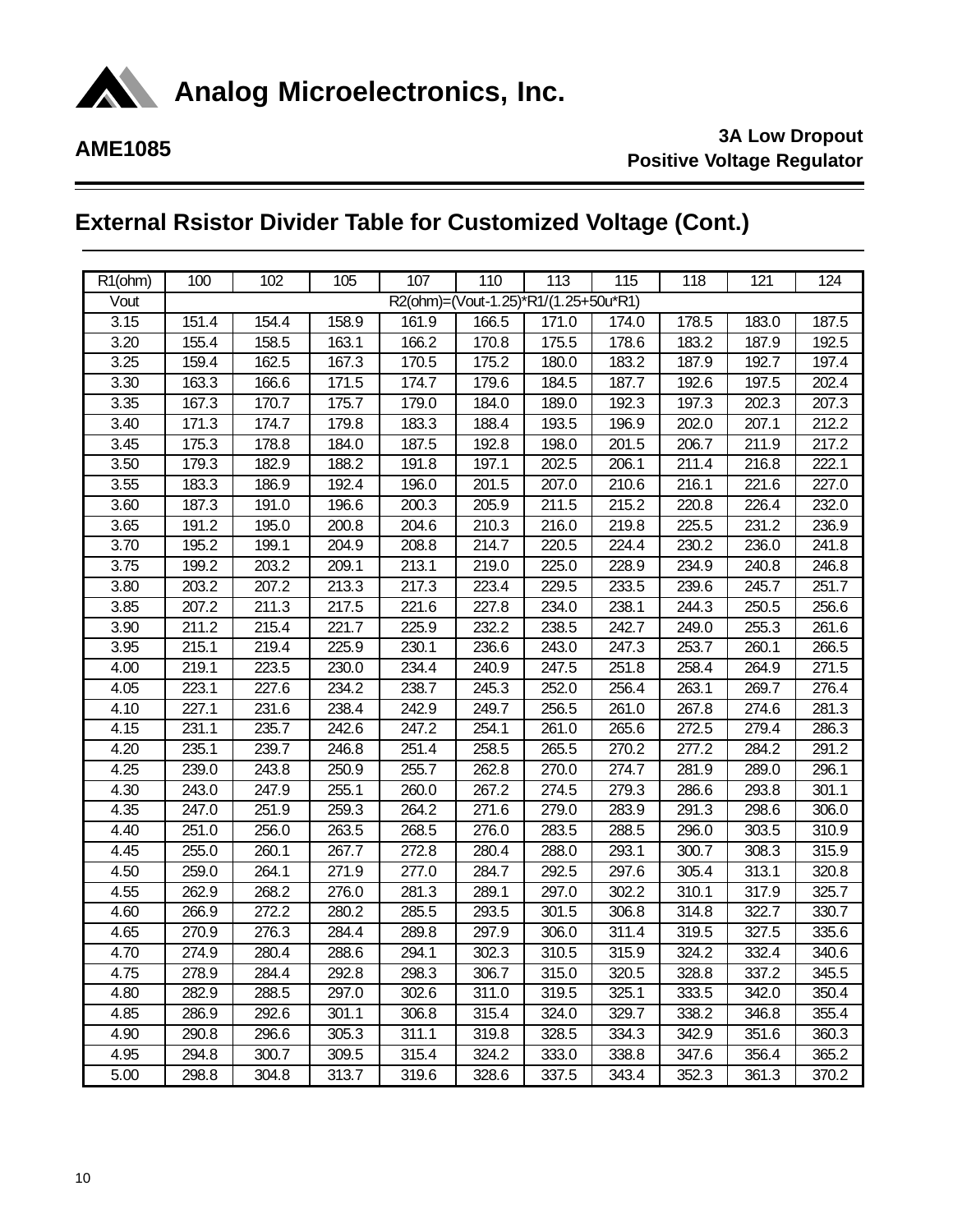## External Rsistor Divider Table for Customized Voltage (Cont.)

| R1(ohm) | 100 | 102 | 105 | 107 | 110 | 113 | 115 | 118 | 121 | 124 |
|---|---|---|---|---|---|---|---|---|---|---|
| Vout | R2(ohm)=(Vout-1.25)*R1/(1.25+50u*R1) | | | | | | | | | |
| 3.15 | 151.4 | 154.4 | 158.9 | 161.9 | 166.5 | 171.0 | 174.0 | 178.5 | 183.0 | 187.5 |
| 3.20 | 155.4 | 158.5 | 163.1 | 166.2 | 170.8 | 175.5 | 178.6 | 183.2 | 187.9 | 192.5 |
| 3.25 | 159.4 | 162.5 | 167.3 | 170.5 | 175.2 | 180.0 | 183.2 | 187.9 | 192.7 | 197.4 |
| 3.30 | 163.3 | 166.6 | 171.5 | 174.7 | 179.6 | 184.5 | 187.7 | 192.6 | 197.5 | 202.4 |
| 3.35 | 167.3 | 170.7 | 175.7 | 179.0 | 184.0 | 189.0 | 192.3 | 197.3 | 202.3 | 207.3 |
| 3.40 | 171.3 | 174.7 | 179.8 | 183.3 | 188.4 | 193.5 | 196.9 | 202.0 | 207.1 | 212.2 |
| 3.45 | 175.3 | 178.8 | 184.0 | 187.5 | 192.8 | 198.0 | 201.5 | 206.7 | 211.9 | 217.2 |
| 3.50 | 179.3 | 182.9 | 188.2 | 191.8 | 197.1 | 202.5 | 206.1 | 211.4 | 216.8 | 222.1 |
| 3.55 | 183.3 | 186.9 | 192.4 | 196.0 | 201.5 | 207.0 | 210.6 | 216.1 | 221.6 | 227.0 |
| 3.60 | 187.3 | 191.0 | 196.6 | 200.3 | 205.9 | 211.5 | 215.2 | 220.8 | 226.4 | 232.0 |
| 3.65 | 191.2 | 195.0 | 200.8 | 204.6 | 210.3 | 216.0 | 219.8 | 225.5 | 231.2 | 236.9 |
| 3.70 | 195.2 | 199.1 | 204.9 | 208.8 | 214.7 | 220.5 | 224.4 | 230.2 | 236.0 | 241.8 |
| 3.75 | 199.2 | 203.2 | 209.1 | 213.1 | 219.0 | 225.0 | 228.9 | 234.9 | 240.8 | 246.8 |
| 3.80 | 203.2 | 207.2 | 213.3 | 217.3 | 223.4 | 229.5 | 233.5 | 239.6 | 245.7 | 251.7 |
| 3.85 | 207.2 | 211.3 | 217.5 | 221.6 | 227.8 | 234.0 | 238.1 | 244.3 | 250.5 | 256.6 |
| 3.90 | 211.2 | 215.4 | 221.7 | 225.9 | 232.2 | 238.5 | 242.7 | 249.0 | 255.3 | 261.6 |
| 3.95 | 215.1 | 219.4 | 225.9 | 230.1 | 236.6 | 243.0 | 247.3 | 253.7 | 260.1 | 266.5 |
| 4.00 | 219.1 | 223.5 | 230.0 | 234.4 | 240.9 | 247.5 | 251.8 | 258.4 | 264.9 | 271.5 |
| 4.05 | 223.1 | 227.6 | 234.2 | 238.7 | 245.3 | 252.0 | 256.4 | 263.1 | 269.7 | 276.4 |
| 4.10 | 227.1 | 231.6 | 238.4 | 242.9 | 249.7 | 256.5 | 261.0 | 267.8 | 274.6 | 281.3 |
| 4.15 | 231.1 | 235.7 | 242.6 | 247.2 | 254.1 | 261.0 | 265.6 | 272.5 | 279.4 | 286.3 |
| 4.20 | 235.1 | 239.7 | 246.8 | 251.4 | 258.5 | 265.5 | 270.2 | 277.2 | 284.2 | 291.2 |
| 4.25 | 239.0 | 243.8 | 250.9 | 255.7 | 262.8 | 270.0 | 274.7 | 281.9 | 289.0 | 296.1 |
| 4.30 | 243.0 | 247.9 | 255.1 | 260.0 | 267.2 | 274.5 | 279.3 | 286.6 | 293.8 | 301.1 |
| 4.35 | 247.0 | 251.9 | 259.3 | 264.2 | 271.6 | 279.0 | 283.9 | 291.3 | 298.6 | 306.0 |
| 4.40 | 251.0 | 256.0 | 263.5 | 268.5 | 276.0 | 283.5 | 288.5 | 296.0 | 303.5 | 310.9 |
| 4.45 | 255.0 | 260.1 | 267.7 | 272.8 | 280.4 | 288.0 | 293.1 | 300.7 | 308.3 | 315.9 |
| 4.50 | 259.0 | 264.1 | 271.9 | 277.0 | 284.7 | 292.5 | 297.6 | 305.4 | 313.1 | 320.8 |
| 4.55 | 262.9 | 268.2 | 276.0 | 281.3 | 289.1 | 297.0 | 302.2 | 310.1 | 317.9 | 325.7 |
| 4.60 | 266.9 | 272.2 | 280.2 | 285.5 | 293.5 | 301.5 | 306.8 | 314.8 | 322.7 | 330.7 |
| 4.65 | 270.9 | 276.3 | 284.4 | 289.8 | 297.9 | 306.0 | 311.4 | 319.5 | 327.5 | 335.6 |
| 4.70 | 274.9 | 280.4 | 288.6 | 294.1 | 302.3 | 310.5 | 315.9 | 324.2 | 332.4 | 340.6 |
| 4.75 | 278.9 | 284.4 | 292.8 | 298.3 | 306.7 | 315.0 | 320.5 | 328.8 | 337.2 | 345.5 |
| 4.80 | 282.9 | 288.5 | 297.0 | 302.6 | 311.0 | 319.5 | 325.1 | 333.5 | 342.0 | 350.4 |
| 4.85 | 286.9 | 292.6 | 301.1 | 306.8 | 315.4 | 324.0 | 329.7 | 338.2 | 346.8 | 355.4 |
| 4.90 | 290.8 | 296.6 | 305.3 | 311.1 | 319.8 | 328.5 | 334.3 | 342.9 | 351.6 | 360.3 |
| 4.95 | 294.8 | 300.7 | 309.5 | 315.4 | 324.2 | 333.0 | 338.8 | 347.6 | 356.4 | 365.2 |
| 5.00 | 298.8 | 304.8 | 313.7 | 319.6 | 328.6 | 337.5 | 343.4 | 352.3 | 361.3 | 370.2 |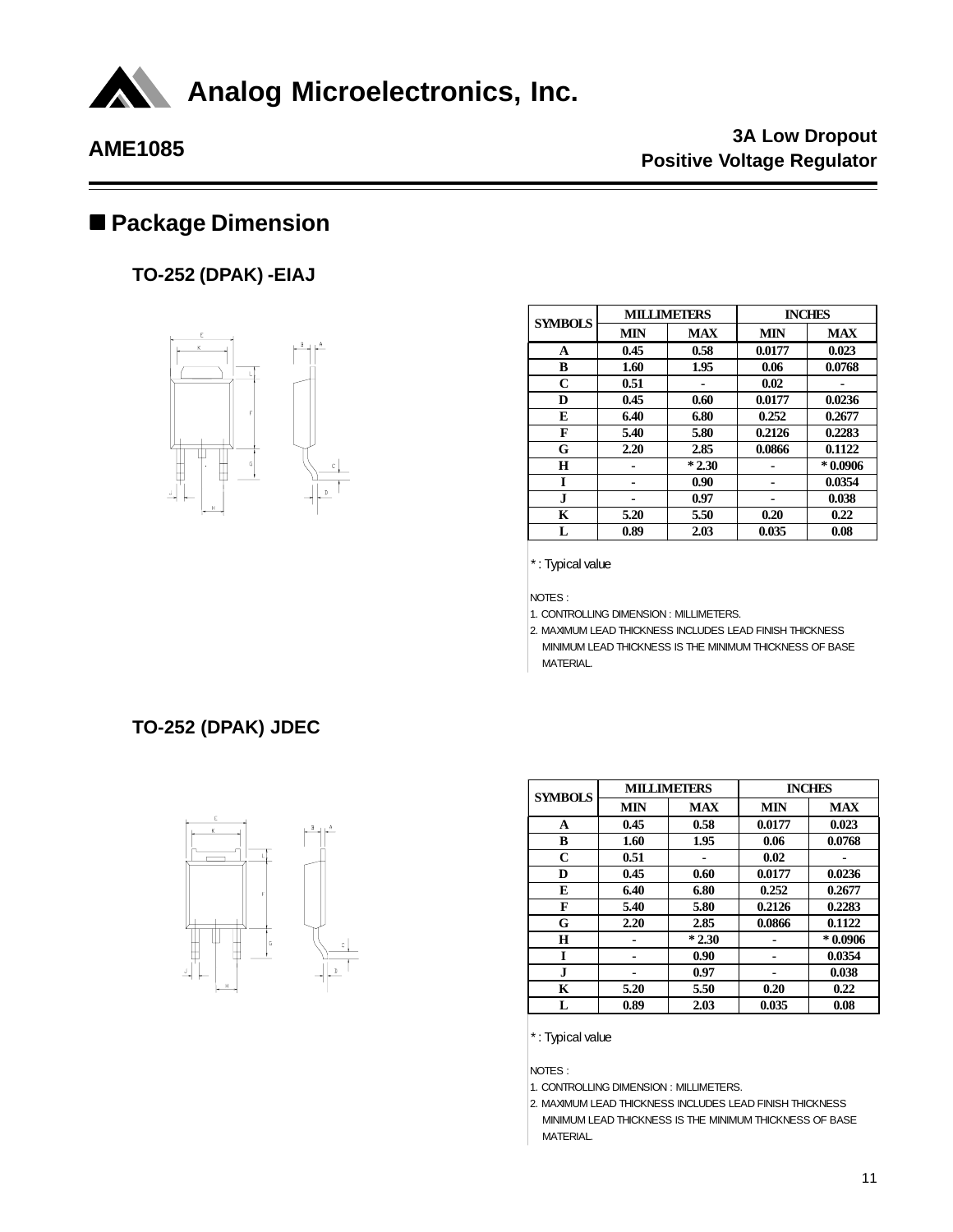# Package Dimension

## TO-252 (DPAK) -EIAJ

| SYMBOLS | MILLIMETERS | | INCHES | |
|---|---|---|---|---|
| | MIN | MAX | MIN | MAX |
| A | 0.45 | 0.58 | 0.0177 | 0.023 |
| B | 1.60 | 1.95 | 0.06 | 0.0768 |
| C | 0.51 | - | 0.02 | - |
| D | 0.45 | 0.60 | 0.0177 | 0.0236 |
| E | 6.40 | 6.80 | 0.252 | 0.2677 |
| F | 5.40 | 5.80 | 0.2126 | 0.2283 |
| G | 2.20 | 2.85 | 0.0866 | 0.1122 |
| H | - | * 2.30 | - | * 0.0906 |
| I | - | 0.90 | - | 0.0354 |
| J | - | 0.97 | - | 0.038 |
| K | 5.20 | 5.50 | 0.20 | 0.22 |
| L | 0.89 | 2.03 | 0.035 | 0.08 |

* : Typical value

NOTES :

1. CONTROLLING DIMENSION : MILLIMETERS.
2. MAXIMUM LEAD THICKNESS INCLUDES LEAD FINISH THICKNESS MINIMUM LEAD THICKNESS IS THE MINIMUM THICKNESS OF BASE MATERIAL.

## TO-252 (DPAK) JDEC

| SYMBOLS | MILLIMETERS | | INCHES | |
|---|---|---|---|---|
| | MIN | MAX | MIN | MAX |
| A | 0.45 | 0.58 | 0.0177 | 0.023 |
| B | 1.60 | 1.95 | 0.06 | 0.0768 |
| C | 0.51 | - | 0.02 | - |
| D | 0.45 | 0.60 | 0.0177 | 0.0236 |
| E | 6.40 | 6.80 | 0.252 | 0.2677 |
| F | 5.40 | 5.80 | 0.2126 | 0.2283 |
| G | 2.20 | 2.85 | 0.0866 | 0.1122 |
| H | - | * 2.30 | - | * 0.0906 |
| I | - | 0.90 | - | 0.0354 |
| J | - | 0.97 | - | 0.038 |
| K | 5.20 | 5.50 | 0.20 | 0.22 |
| L | 0.89 | 2.03 | 0.035 | 0.08 |

* : Typical value

NOTES :

1. CONTROLLING DIMENSION : MILLIMETERS.
2. MAXIMUM LEAD THICKNESS INCLUDES LEAD FINISH THICKNESS MINIMUM LEAD THICKNESS IS THE MINIMUM THICKNESS OF BASE MATERIAL.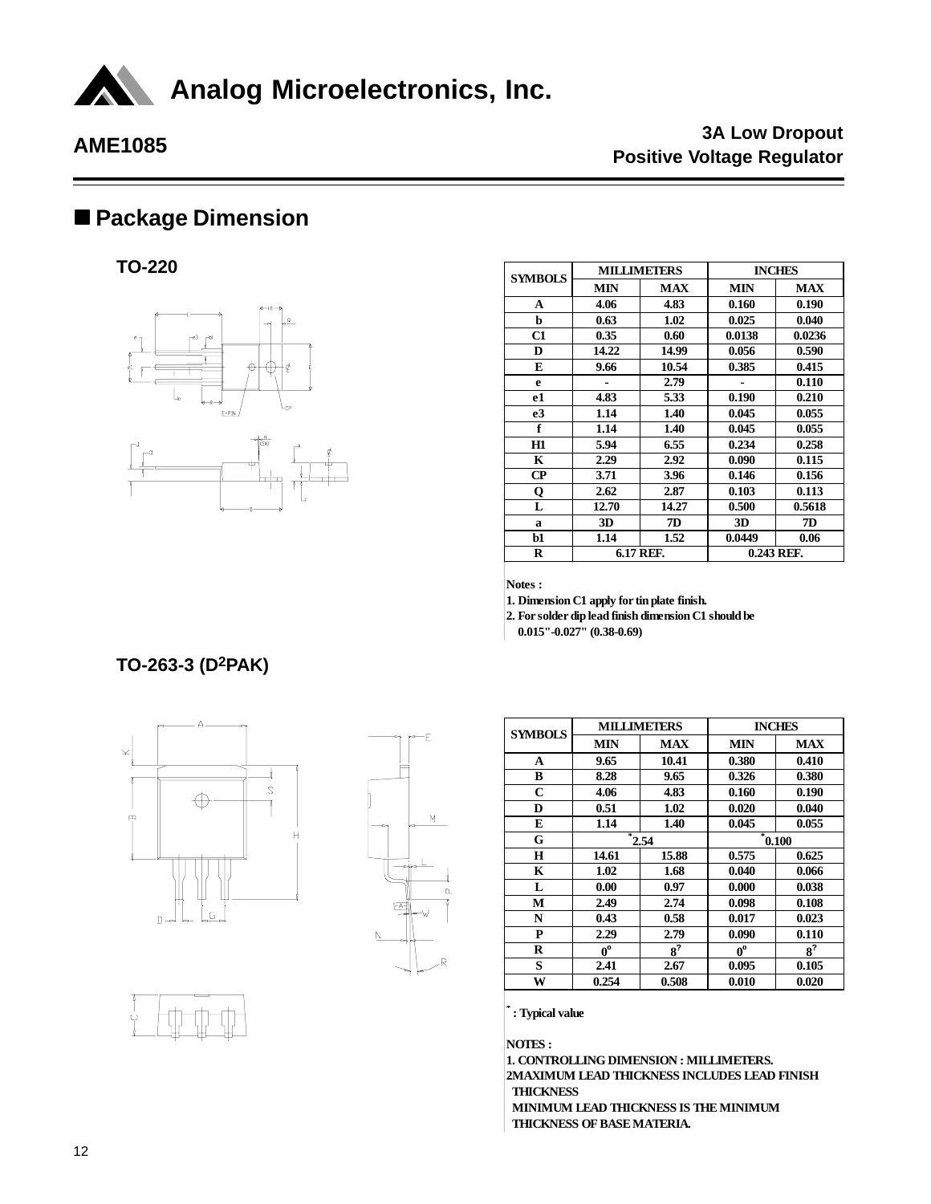## ■ Package Dimension

### TO-220

| SYMBOLS | MILLIMETERS | | INCHES | |
|---|---|---|---|---|
| | MIN | MAX | MIN | MAX |
| A | 4.06 | 4.83 | 0.160 | 0.190 |
| b | 0.63 | 1.02 | 0.025 | 0.040 |
| C1 | 0.35 | 0.60 | 0.0138 | 0.0236 |
| D | 14.22 | 14.99 | 0.056 | 0.590 |
| E | 9.66 | 10.54 | 0.385 | 0.415 |
| e | - | 2.79 | - | 0.110 |
| e1 | 4.83 | 5.33 | 0.190 | 0.210 |
| e3 | 1.14 | 1.40 | 0.045 | 0.055 |
| f | 1.14 | 1.40 | 0.045 | 0.055 |
| H1 | 5.94 | 6.55 | 0.234 | 0.258 |
| K | 2.29 | 2.92 | 0.090 | 0.115 |
| CP | 3.71 | 3.96 | 0.146 | 0.156 |
| Q | 2.62 | 2.87 | 0.103 | 0.113 |
| L | 12.70 | 14.27 | 0.500 | 0.5618 |
| a | 3D | 7D | 3D | 7D |
| b1 | 1.14 | 1.52 | 0.0449 | 0.06 |
| R | 6.17 REF. | | 0.243 REF. | |

**Notes :**

1. Dimension C1 apply for tin plate finish.
2. For solder dip lead finish dimension C1 should be 0.015"-0.027" (0.38-0.69)

### TO-263-3 (D2PAK)

| SYMBOLS | MILLIMETERS | | INCHES | |
|---|---|---|---|---|
| | MIN | MAX | MIN | MAX |
| A | 9.65 | 10.41 | 0.380 | 0.410 |
| B | 8.28 | 9.65 | 0.326 | 0.380 |
| C | 4.06 | 4.83 | 0.160 | 0.190 |
| D | 0.51 | 1.02 | 0.020 | 0.040 |
| E | 1.14 | 1.40 | 0.045 | 0.055 |
| G | *2.54 | | *0.100 | |
| H | 14.61 | 15.88 | 0.575 | 0.625 |
| K | 1.02 | 1.68 | 0.040 | 0.066 |
| L | 0.00 | 0.97 | 0.000 | 0.038 |
| M | 2.49 | 2.74 | 0.098 | 0.108 |
| N | 0.43 | 0.58 | 0.017 | 0.023 |
| P | 2.29 | 2.79 | 0.090 | 0.110 |
| R | 0° | 8° | 0° | 8° |
| S | 2.41 | 2.67 | 0.095 | 0.105 |
| W | 0.254 | 0.508 | 0.010 | 0.020 |

* : Typical value

**NOTES :**

1. CONTROLLING DIMENSION : MILLIMETERS.
2. MAXIMUM LEAD THICKNESS INCLUDES LEAD FINISH THICKNESS
   MINIMUM LEAD THICKNESS IS THE MINIMUM THICKNESS OF BASE MATERIA.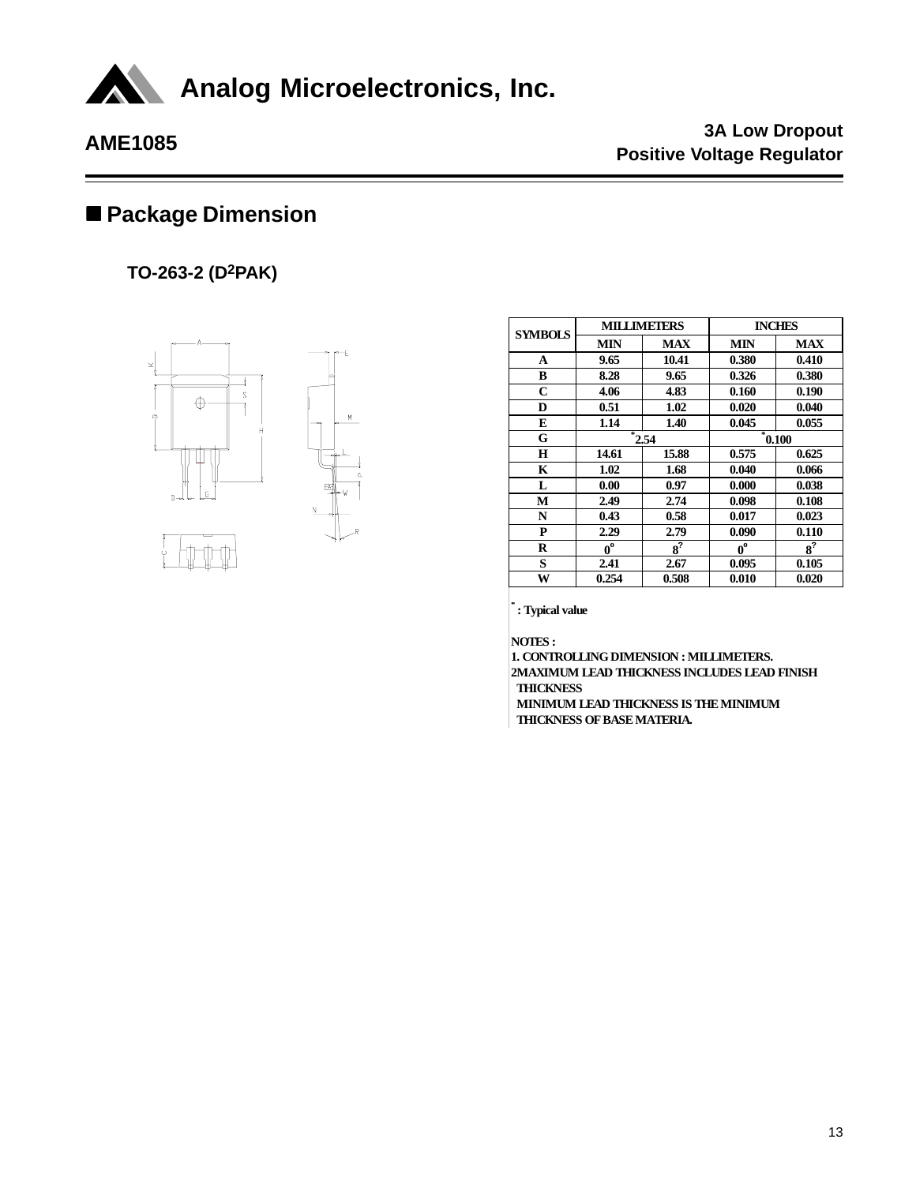# Analog Microelectronics, Inc.

**AME1085** — **3A Low Dropout Positive Voltage Regulator**

## ■ Package Dimension

### TO-263-2 ($D^2$PAK)

| SYMBOLS | MILLIMETERS | | INCHES | |
|---|---|---|---|---|
| | MIN | MAX | MIN | MAX |
| A | 9.65 | 10.41 | 0.380 | 0.410 |
| B | 8.28 | 9.65 | 0.326 | 0.380 |
| C | 4.06 | 4.83 | 0.160 | 0.190 |
| D | 0.51 | 1.02 | 0.020 | 0.040 |
| E | 1.14 | 1.40 | 0.045 | 0.055 |
| G | *2.54 | | *0.100 | |
| H | 14.61 | 15.88 | 0.575 | 0.625 |
| K | 1.02 | 1.68 | 0.040 | 0.066 |
| L | 0.00 | 0.97 | 0.000 | 0.038 |
| M | 2.49 | 2.74 | 0.098 | 0.108 |
| N | 0.43 | 0.58 | 0.017 | 0.023 |
| P | 2.29 | 2.79 | 0.090 | 0.110 |
| R | 0° | 8° | 0° | 8° |
| S | 2.41 | 2.67 | 0.095 | 0.105 |
| W | 0.254 | 0.508 | 0.010 | 0.020 |

* : Typical value

NOTES :

1. CONTROLLING DIMENSION : MILLIMETERS.
2. MAXIMUM LEAD THICKNESS INCLUDES LEAD FINISH THICKNESS
   MINIMUM LEAD THICKNESS IS THE MINIMUM THICKNESS OF BASE MATERIA.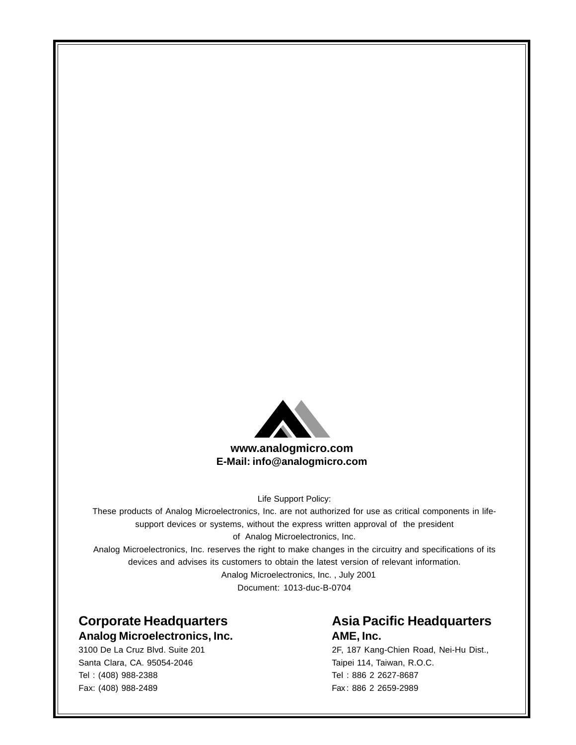**www.analogmicro.com**
**E-Mail: info@analogmicro.com**

Life Support Policy:
These products of Analog Microelectronics, Inc. are not authorized for use as critical components in life-support devices or systems, without the express written approval of the president of Analog Microelectronics, Inc.
Analog Microelectronics, Inc. reserves the right to make changes in the circuitry and specifications of its devices and advises its customers to obtain the latest version of relevant information.
Analog Microelectronics, Inc. , July 2001
Document: 1013-duc-B-0704

## Corporate Headquarters

**Analog Microelectronics, Inc.**

3100 De La Cruz Blvd. Suite 201
Santa Clara, CA. 95054-2046
Tel : (408) 988-2388
Fax: (408) 988-2489

## Asia Pacific Headquarters

**AME, Inc.**

2F, 187 Kang-Chien Road, Nei-Hu Dist.,
Taipei 114, Taiwan, R.O.C.
Tel : 886 2 2627-8687
Fax: 886 2 2659-2989